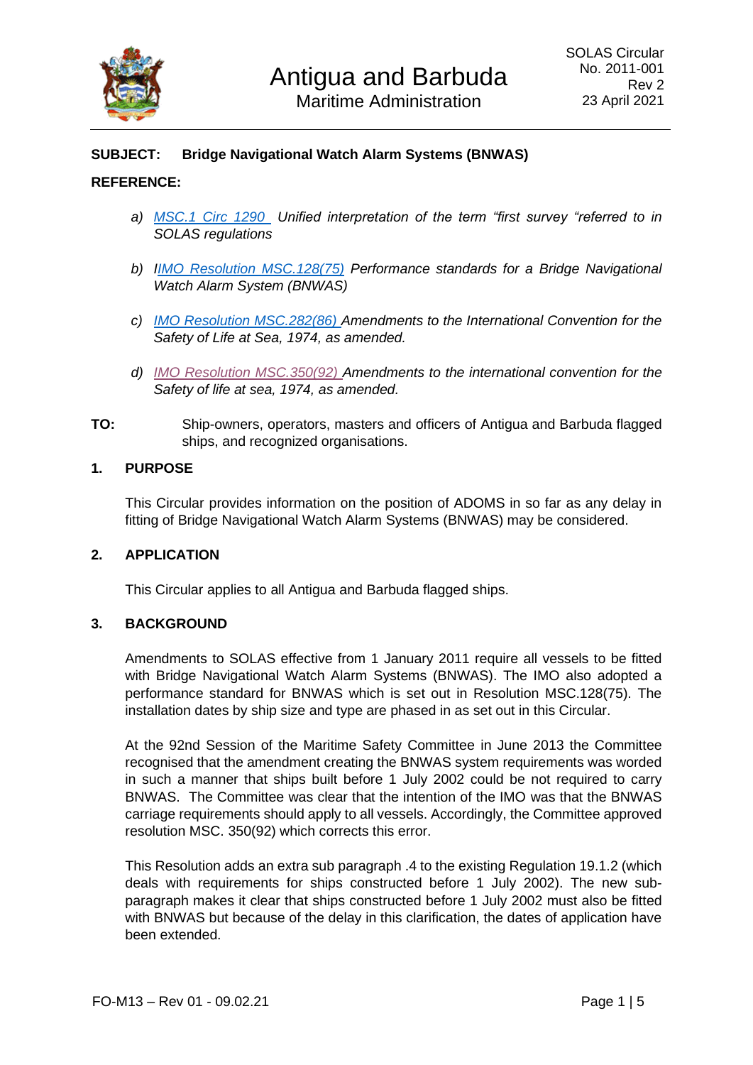Antigua and Barbuda
Maritime Administration

SOLAS Circular
No. 2011-001
Rev 2
23 April 2021

**SUBJECT: Bridge Navigational Watch Alarm Systems (BNWAS)**

**REFERENCE:**

a) *MSC.1 Circ 1290 Unified interpretation of the term "first survey "referred to in SOLAS regulations*

b) *IIMO Resolution MSC.128(75) Performance standards for a Bridge Navigational Watch Alarm System (BNWAS)*

c) *IMO Resolution MSC.282(86) Amendments to the International Convention for the Safety of Life at Sea, 1974, as amended.*

d) *IMO Resolution MSC.350(92) Amendments to the international convention for the Safety of life at sea, 1974, as amended.*

**TO:** Ship-owners, operators, masters and officers of Antigua and Barbuda flagged ships, and recognized organisations.

## 1. PURPOSE

This Circular provides information on the position of ADOMS in so far as any delay in fitting of Bridge Navigational Watch Alarm Systems (BNWAS) may be considered.

## 2. APPLICATION

This Circular applies to all Antigua and Barbuda flagged ships.

## 3. BACKGROUND

Amendments to SOLAS effective from 1 January 2011 require all vessels to be fitted with Bridge Navigational Watch Alarm Systems (BNWAS). The IMO also adopted a performance standard for BNWAS which is set out in Resolution MSC.128(75). The installation dates by ship size and type are phased in as set out in this Circular.

At the 92nd Session of the Maritime Safety Committee in June 2013 the Committee recognised that the amendment creating the BNWAS system requirements was worded in such a manner that ships built before 1 July 2002 could be not required to carry BNWAS. The Committee was clear that the intention of the IMO was that the BNWAS carriage requirements should apply to all vessels. Accordingly, the Committee approved resolution MSC. 350(92) which corrects this error.

This Resolution adds an extra sub paragraph .4 to the existing Regulation 19.1.2 (which deals with requirements for ships constructed before 1 July 2002). The new sub-paragraph makes it clear that ships constructed before 1 July 2002 must also be fitted with BNWAS but because of the delay in this clarification, the dates of application have been extended.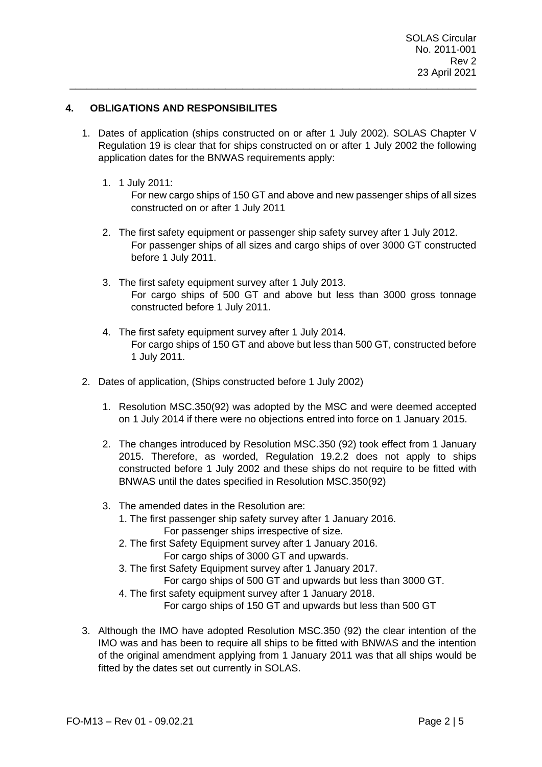## 4. OBLIGATIONS AND RESPONSIBILITES

1. Dates of application (ships constructed on or after 1 July 2002). SOLAS Chapter V Regulation 19 is clear that for ships constructed on or after 1 July 2002 the following application dates for the BNWAS requirements apply:

    1. 1 July 2011:
       For new cargo ships of 150 GT and above and new passenger ships of all sizes constructed on or after 1 July 2011

    2. The first safety equipment or passenger ship safety survey after 1 July 2012.
       For passenger ships of all sizes and cargo ships of over 3000 GT constructed before 1 July 2011.

    3. The first safety equipment survey after 1 July 2013.
       For cargo ships of 500 GT and above but less than 3000 gross tonnage constructed before 1 July 2011.

    4. The first safety equipment survey after 1 July 2014.
       For cargo ships of 150 GT and above but less than 500 GT, constructed before 1 July 2011.

2. Dates of application, (Ships constructed before 1 July 2002)

    1. Resolution MSC.350(92) was adopted by the MSC and were deemed accepted on 1 July 2014 if there were no objections entred into force on 1 January 2015.

    2. The changes introduced by Resolution MSC.350 (92) took effect from 1 January 2015. Therefore, as worded, Regulation 19.2.2 does not apply to ships constructed before 1 July 2002 and these ships do not require to be fitted with BNWAS until the dates specified in Resolution MSC.350(92)

    3. The amended dates in the Resolution are:
        1. The first passenger ship safety survey after 1 January 2016.
           For passenger ships irrespective of size.
        2. The first Safety Equipment survey after 1 January 2016.
           For cargo ships of 3000 GT and upwards.
        3. The first Safety Equipment survey after 1 January 2017.
           For cargo ships of 500 GT and upwards but less than 3000 GT.
        4. The first safety equipment survey after 1 January 2018.
           For cargo ships of 150 GT and upwards but less than 500 GT

3. Although the IMO have adopted Resolution MSC.350 (92) the clear intention of the IMO was and has been to require all ships to be fitted with BNWAS and the intention of the original amendment applying from 1 January 2011 was that all ships would be fitted by the dates set out currently in SOLAS.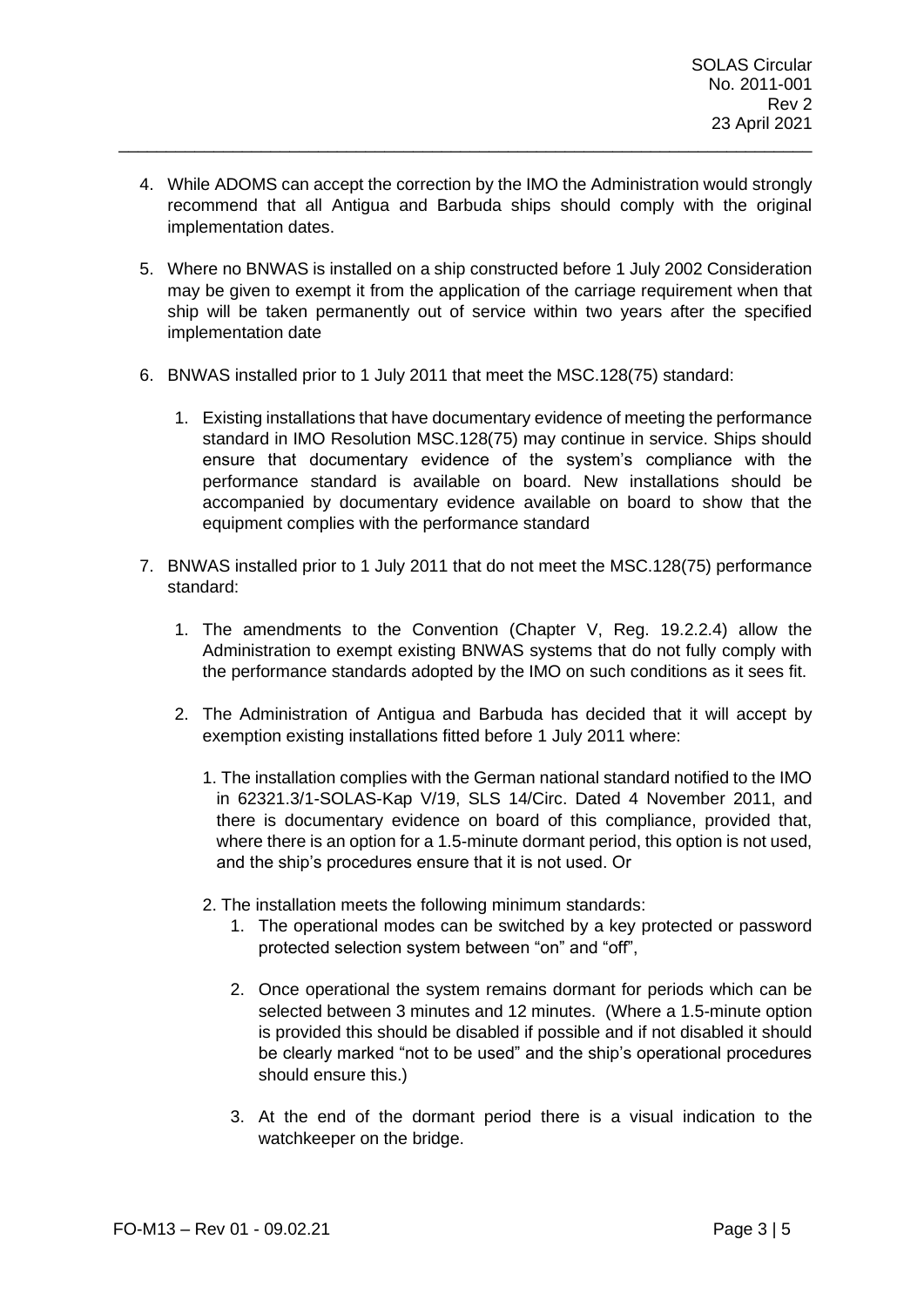4. While ADOMS can accept the correction by the IMO the Administration would strongly recommend that all Antigua and Barbuda ships should comply with the original implementation dates.

5. Where no BNWAS is installed on a ship constructed before 1 July 2002 Consideration may be given to exempt it from the application of the carriage requirement when that ship will be taken permanently out of service within two years after the specified implementation date

6. BNWAS installed prior to 1 July 2011 that meet the MSC.128(75) standard:

    1. Existing installations that have documentary evidence of meeting the performance standard in IMO Resolution MSC.128(75) may continue in service. Ships should ensure that documentary evidence of the system's compliance with the performance standard is available on board. New installations should be accompanied by documentary evidence available on board to show that the equipment complies with the performance standard

7. BNWAS installed prior to 1 July 2011 that do not meet the MSC.128(75) performance standard:

    1. The amendments to the Convention (Chapter V, Reg. 19.2.2.4) allow the Administration to exempt existing BNWAS systems that do not fully comply with the performance standards adopted by the IMO on such conditions as it sees fit.

    2. The Administration of Antigua and Barbuda has decided that it will accept by exemption existing installations fitted before 1 July 2011 where:

        1. The installation complies with the German national standard notified to the IMO in 62321.3/1-SOLAS-Kap V/19, SLS 14/Circ. Dated 4 November 2011, and there is documentary evidence on board of this compliance, provided that, where there is an option for a 1.5-minute dormant period, this option is not used, and the ship's procedures ensure that it is not used. Or

        2. The installation meets the following minimum standards:

            1. The operational modes can be switched by a key protected or password protected selection system between "on" and "off",

            2. Once operational the system remains dormant for periods which can be selected between 3 minutes and 12 minutes. (Where a 1.5-minute option is provided this should be disabled if possible and if not disabled it should be clearly marked "not to be used" and the ship's operational procedures should ensure this.)

            3. At the end of the dormant period there is a visual indication to the watchkeeper on the bridge.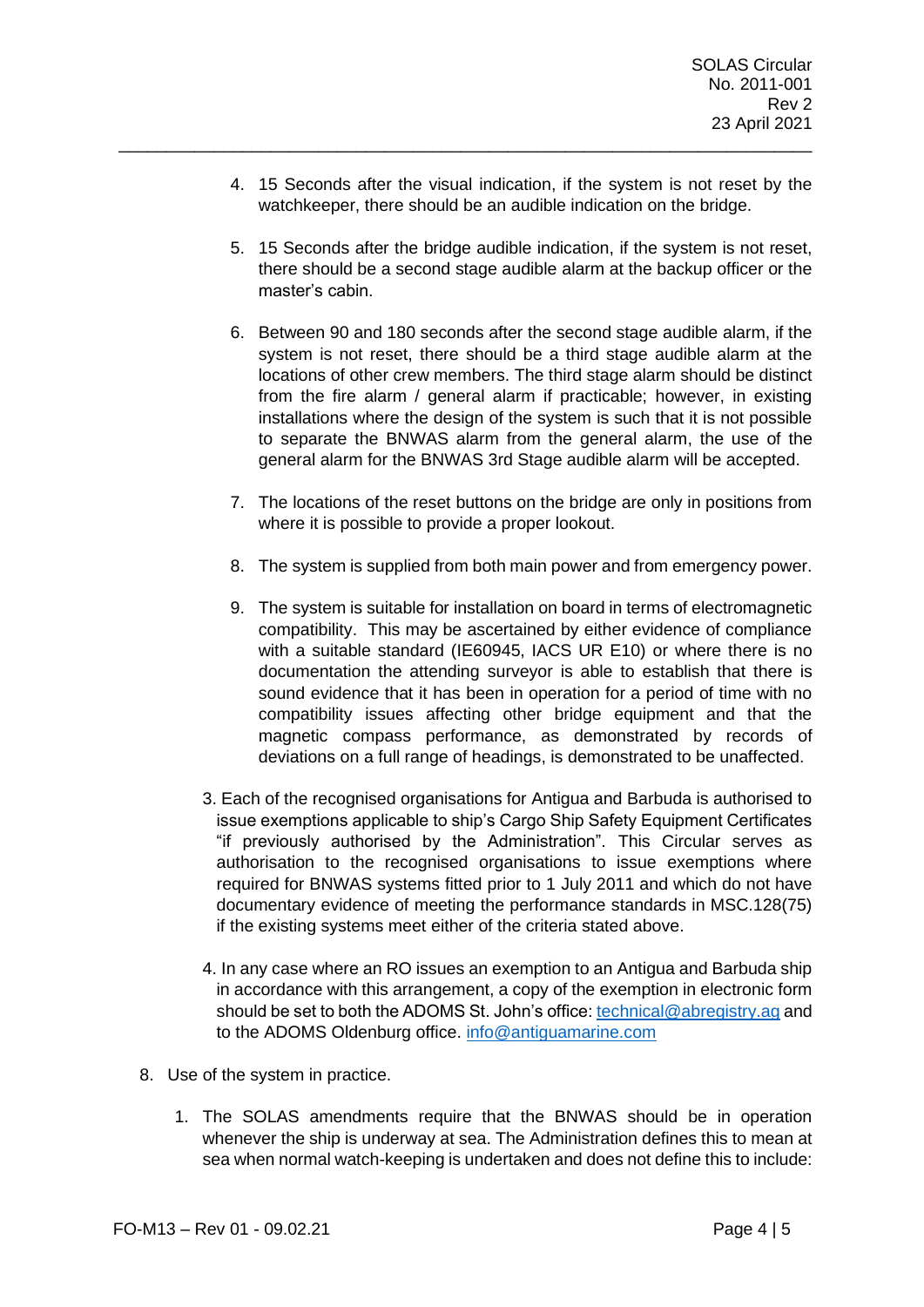4. 15 Seconds after the visual indication, if the system is not reset by the watchkeeper, there should be an audible indication on the bridge.

5. 15 Seconds after the bridge audible indication, if the system is not reset, there should be a second stage audible alarm at the backup officer or the master's cabin.

6. Between 90 and 180 seconds after the second stage audible alarm, if the system is not reset, there should be a third stage audible alarm at the locations of other crew members. The third stage alarm should be distinct from the fire alarm / general alarm if practicable; however, in existing installations where the design of the system is such that it is not possible to separate the BNWAS alarm from the general alarm, the use of the general alarm for the BNWAS 3rd Stage audible alarm will be accepted.

7. The locations of the reset buttons on the bridge are only in positions from where it is possible to provide a proper lookout.

8. The system is supplied from both main power and from emergency power.

9. The system is suitable for installation on board in terms of electromagnetic compatibility. This may be ascertained by either evidence of compliance with a suitable standard (IE60945, IACS UR E10) or where there is no documentation the attending surveyor is able to establish that there is sound evidence that it has been in operation for a period of time with no compatibility issues affecting other bridge equipment and that the magnetic compass performance, as demonstrated by records of deviations on a full range of headings, is demonstrated to be unaffected.

3. Each of the recognised organisations for Antigua and Barbuda is authorised to issue exemptions applicable to ship's Cargo Ship Safety Equipment Certificates "if previously authorised by the Administration". This Circular serves as authorisation to the recognised organisations to issue exemptions where required for BNWAS systems fitted prior to 1 July 2011 and which do not have documentary evidence of meeting the performance standards in MSC.128(75) if the existing systems meet either of the criteria stated above.

4. In any case where an RO issues an exemption to an Antigua and Barbuda ship in accordance with this arrangement, a copy of the exemption in electronic form should be set to both the ADOMS St. John's office: technical@abregistry.ag and to the ADOMS Oldenburg office. info@antiguamarine.com

8. Use of the system in practice.

   1. The SOLAS amendments require that the BNWAS should be in operation whenever the ship is underway at sea. The Administration defines this to mean at sea when normal watch-keeping is undertaken and does not define this to include: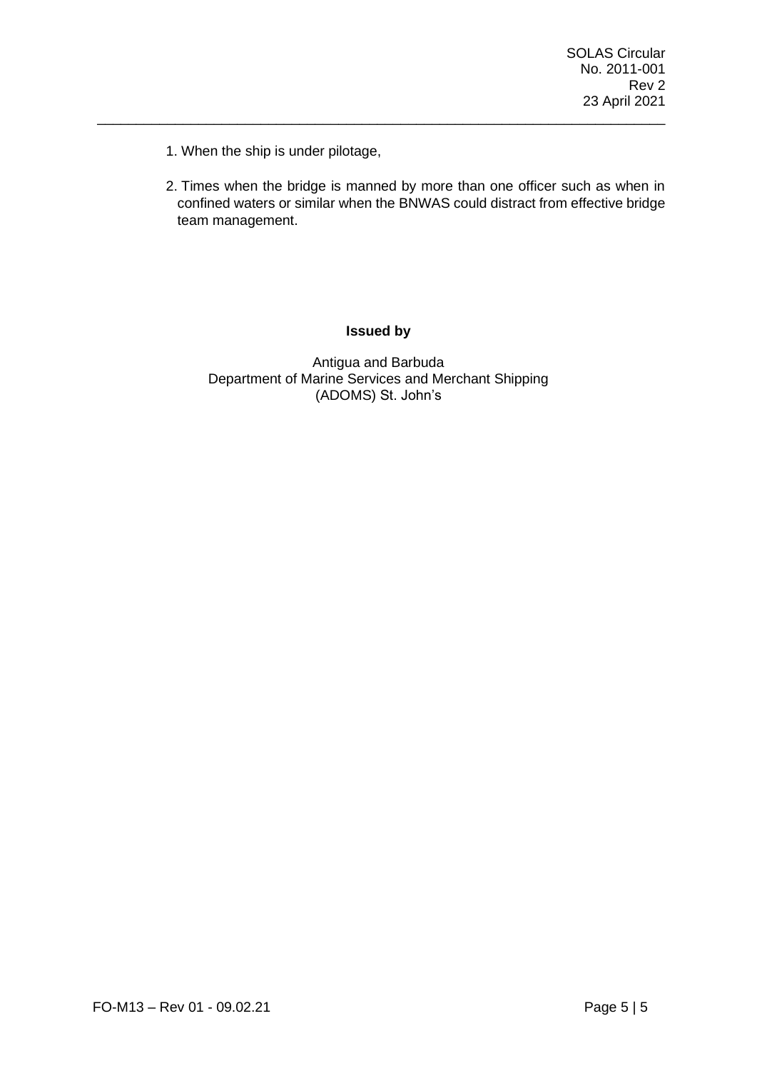1. When the ship is under pilotage,

2. Times when the bridge is manned by more than one officer such as when in confined waters or similar when the BNWAS could distract from effective bridge team management.

**Issued by**

Antigua and Barbuda
Department of Marine Services and Merchant Shipping
(ADOMS) St. John's